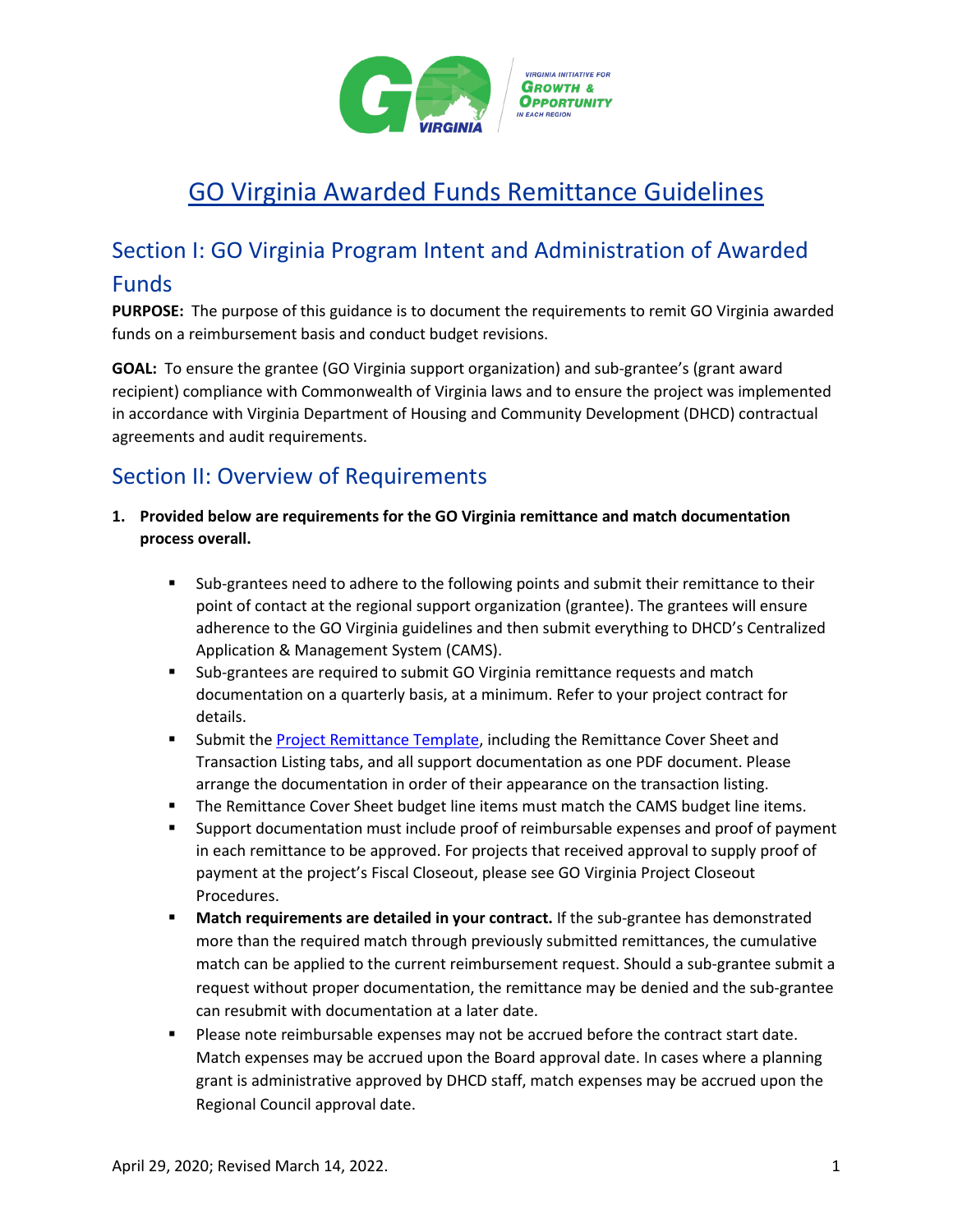# GO Virginia Awarded Funds Remittance Guidelines

## Section I: GO Virginia Program Intent and Administration of Awarded Funds

**PURPOSE:** The purpose of this guidance is to document the requirements to remit GO Virginia awarded funds on a reimbursement basis and conduct budget revisions.

**GOAL:** To ensure the grantee (GO Virginia support organization) and sub-grantee's (grant award recipient) compliance with Commonwealth of Virginia laws and to ensure the project was implemented in accordance with Virginia Department of Housing and Community Development (DHCD) contractual agreements and audit requirements.

## Section II: Overview of Requirements

1. **Provided below are requirements for the GO Virginia remittance and match documentation process overall.**

   - Sub-grantees need to adhere to the following points and submit their remittance to their point of contact at the regional support organization (grantee). The grantees will ensure adherence to the GO Virginia guidelines and then submit everything to DHCD's Centralized Application & Management System (CAMS).
   - Sub-grantees are required to submit GO Virginia remittance requests and match documentation on a quarterly basis, at a minimum. Refer to your project contract for details.
   - Submit the [Project Remittance Template](), including the Remittance Cover Sheet and Transaction Listing tabs, and all support documentation as one PDF document. Please arrange the documentation in order of their appearance on the transaction listing.
   - The Remittance Cover Sheet budget line items must match the CAMS budget line items.
   - Support documentation must include proof of reimbursable expenses and proof of payment in each remittance to be approved. For projects that received approval to supply proof of payment at the project's Fiscal Closeout, please see GO Virginia Project Closeout Procedures.
   - **Match requirements are detailed in your contract.** If the sub-grantee has demonstrated more than the required match through previously submitted remittances, the cumulative match can be applied to the current reimbursement request. Should a sub-grantee submit a request without proper documentation, the remittance may be denied and the sub-grantee can resubmit with documentation at a later date.
   - Please note reimbursable expenses may not be accrued before the contract start date. Match expenses may be accrued upon the Board approval date. In cases where a planning grant is administrative approved by DHCD staff, match expenses may be accrued upon the Regional Council approval date.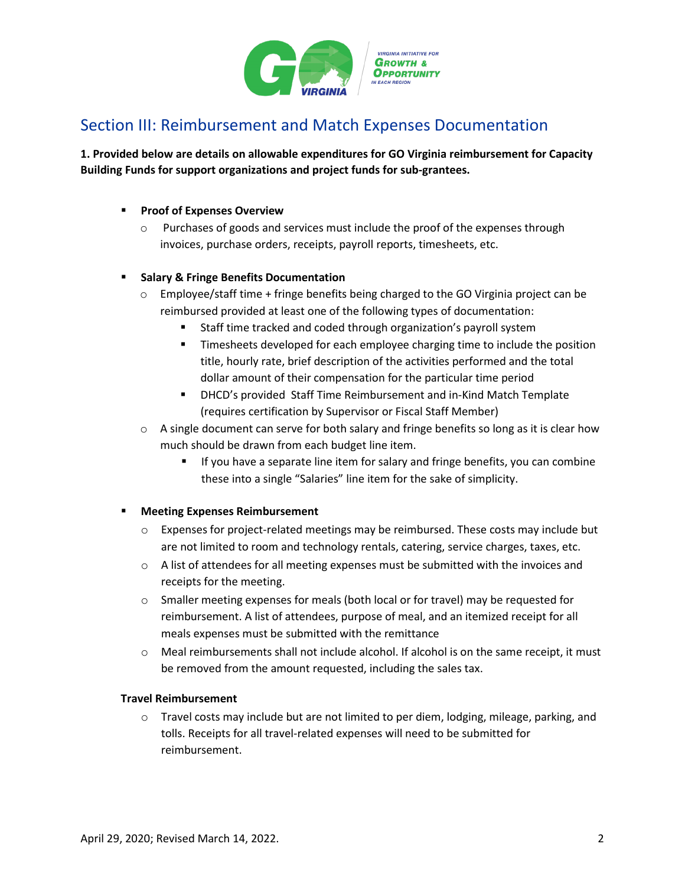## Section III: Reimbursement and Match Expenses Documentation

**1. Provided below are details on allowable expenditures for GO Virginia reimbursement for Capacity Building Funds for support organizations and project funds for sub-grantees.**

- **Proof of Expenses Overview**
  - Purchases of goods and services must include the proof of the expenses through invoices, purchase orders, receipts, payroll reports, timesheets, etc.

- **Salary & Fringe Benefits Documentation**
  - Employee/staff time + fringe benefits being charged to the GO Virginia project can be reimbursed provided at least one of the following types of documentation:
    - Staff time tracked and coded through organization's payroll system
    - Timesheets developed for each employee charging time to include the position title, hourly rate, brief description of the activities performed and the total dollar amount of their compensation for the particular time period
    - DHCD's provided Staff Time Reimbursement and in-Kind Match Template (requires certification by Supervisor or Fiscal Staff Member)
  - A single document can serve for both salary and fringe benefits so long as it is clear how much should be drawn from each budget line item.
    - If you have a separate line item for salary and fringe benefits, you can combine these into a single "Salaries" line item for the sake of simplicity.

- **Meeting Expenses Reimbursement**
  - Expenses for project-related meetings may be reimbursed. These costs may include but are not limited to room and technology rentals, catering, service charges, taxes, etc.
  - A list of attendees for all meeting expenses must be submitted with the invoices and receipts for the meeting.
  - Smaller meeting expenses for meals (both local or for travel) may be requested for reimbursement. A list of attendees, purpose of meal, and an itemized receipt for all meals expenses must be submitted with the remittance
  - Meal reimbursements shall not include alcohol. If alcohol is on the same receipt, it must be removed from the amount requested, including the sales tax.

**Travel Reimbursement**

- Travel costs may include but are not limited to per diem, lodging, mileage, parking, and tolls. Receipts for all travel-related expenses will need to be submitted for reimbursement.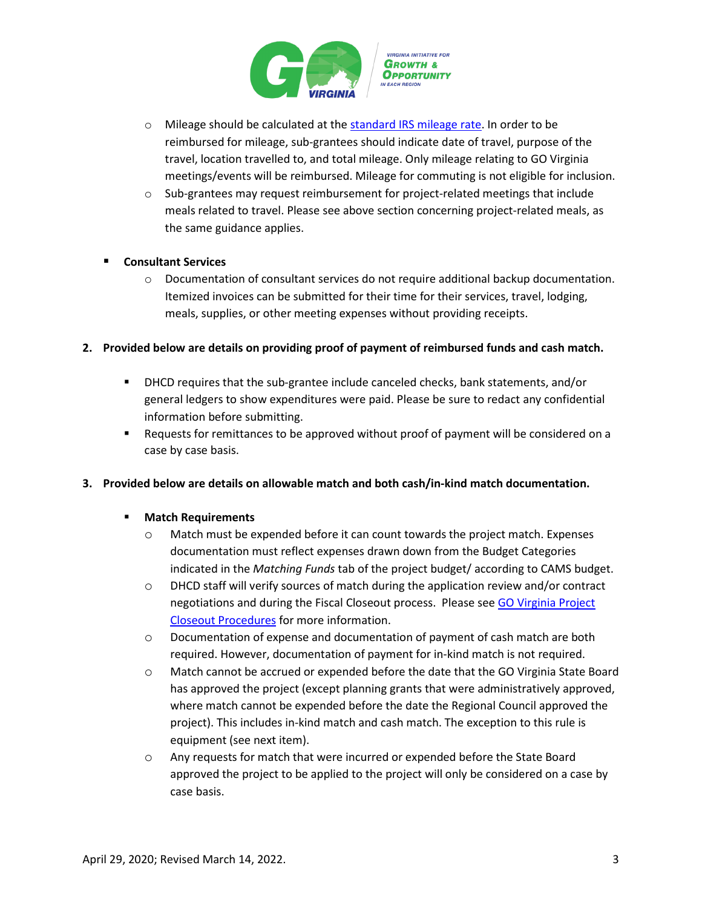- Mileage should be calculated at the [standard IRS mileage rate](). In order to be reimbursed for mileage, sub-grantees should indicate date of travel, purpose of the travel, location travelled to, and total mileage. Only mileage relating to GO Virginia meetings/events will be reimbursed. Mileage for commuting is not eligible for inclusion.
- Sub-grantees may request reimbursement for project-related meetings that include meals related to travel. Please see above section concerning project-related meals, as the same guidance applies.

- **Consultant Services**
  - Documentation of consultant services do not require additional backup documentation. Itemized invoices can be submitted for their time for their services, travel, lodging, meals, supplies, or other meeting expenses without providing receipts.

**2. Provided below are details on providing proof of payment of reimbursed funds and cash match.**

- DHCD requires that the sub-grantee include canceled checks, bank statements, and/or general ledgers to show expenditures were paid. Please be sure to redact any confidential information before submitting.
- Requests for remittances to be approved without proof of payment will be considered on a case by case basis.

**3. Provided below are details on allowable match and both cash/in-kind match documentation.**

- **Match Requirements**
  - Match must be expended before it can count towards the project match. Expenses documentation must reflect expenses drawn down from the Budget Categories indicated in the *Matching Funds* tab of the project budget/ according to CAMS budget.
  - DHCD staff will verify sources of match during the application review and/or contract negotiations and during the Fiscal Closeout process. Please see [GO Virginia Project Closeout Procedures]() for more information.
  - Documentation of expense and documentation of payment of cash match are both required. However, documentation of payment for in-kind match is not required.
  - Match cannot be accrued or expended before the date that the GO Virginia State Board has approved the project (except planning grants that were administratively approved, where match cannot be expended before the date the Regional Council approved the project). This includes in-kind match and cash match. The exception to this rule is equipment (see next item).
  - Any requests for match that were incurred or expended before the State Board approved the project to be applied to the project will only be considered on a case by case basis.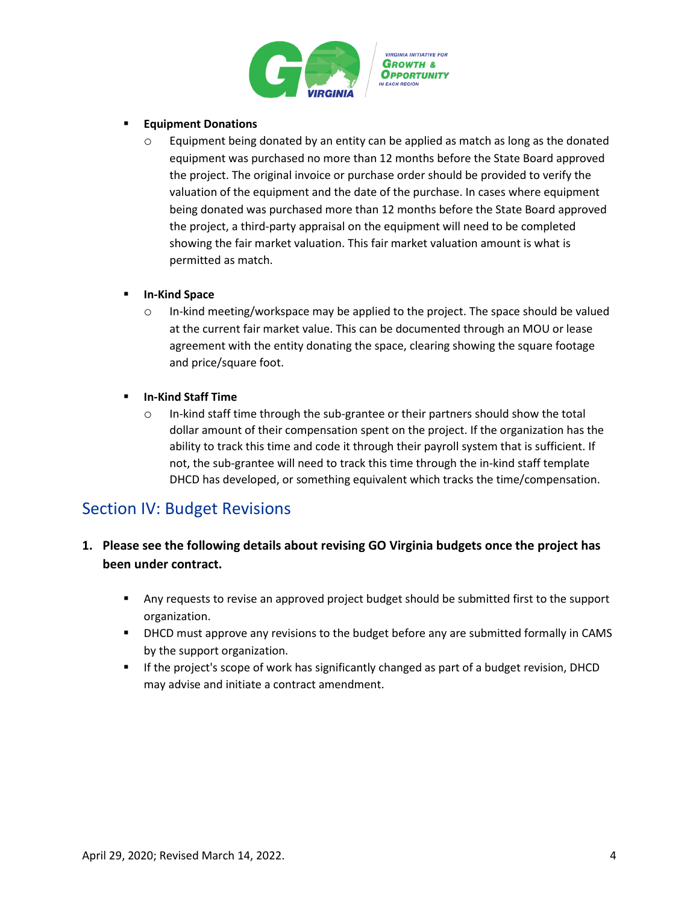- **Equipment Donations**
  - Equipment being donated by an entity can be applied as match as long as the donated equipment was purchased no more than 12 months before the State Board approved the project. The original invoice or purchase order should be provided to verify the valuation of the equipment and the date of the purchase. In cases where equipment being donated was purchased more than 12 months before the State Board approved the project, a third-party appraisal on the equipment will need to be completed showing the fair market valuation. This fair market valuation amount is what is permitted as match.

- **In-Kind Space**
  - In-kind meeting/workspace may be applied to the project. The space should be valued at the current fair market value. This can be documented through an MOU or lease agreement with the entity donating the space, clearing showing the square footage and price/square foot.

- **In-Kind Staff Time**
  - In-kind staff time through the sub-grantee or their partners should show the total dollar amount of their compensation spent on the project. If the organization has the ability to track this time and code it through their payroll system that is sufficient. If not, the sub-grantee will need to track this time through the in-kind staff template DHCD has developed, or something equivalent which tracks the time/compensation.

## Section IV: Budget Revisions

1. **Please see the following details about revising GO Virginia budgets once the project has been under contract.**

   - Any requests to revise an approved project budget should be submitted first to the support organization.
   - DHCD must approve any revisions to the budget before any are submitted formally in CAMS by the support organization.
   - If the project's scope of work has significantly changed as part of a budget revision, DHCD may advise and initiate a contract amendment.